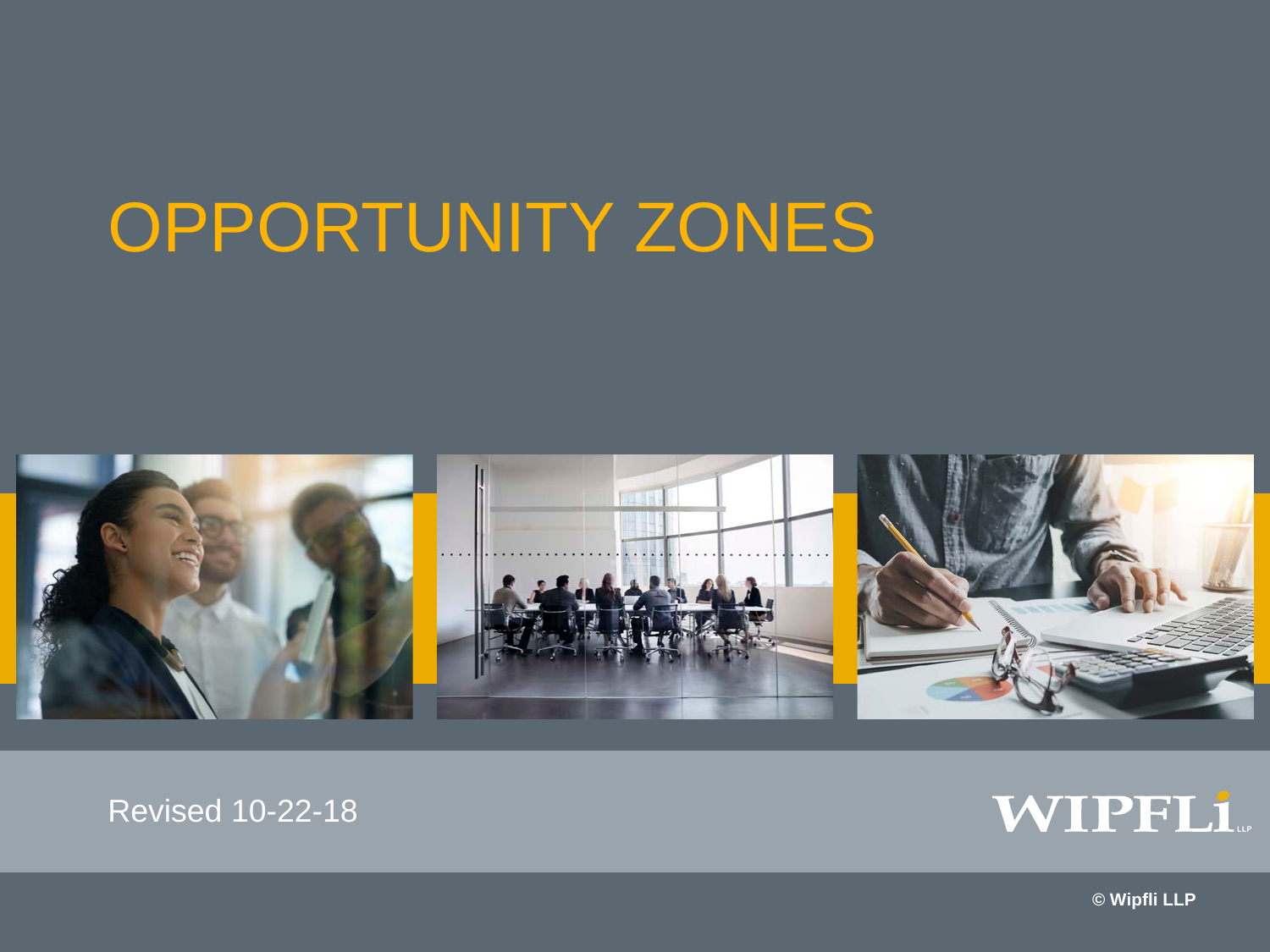# OPPORTUNITY ZONES

Revised 10-22-18

WIPFLI LLP

© Wipfli LLP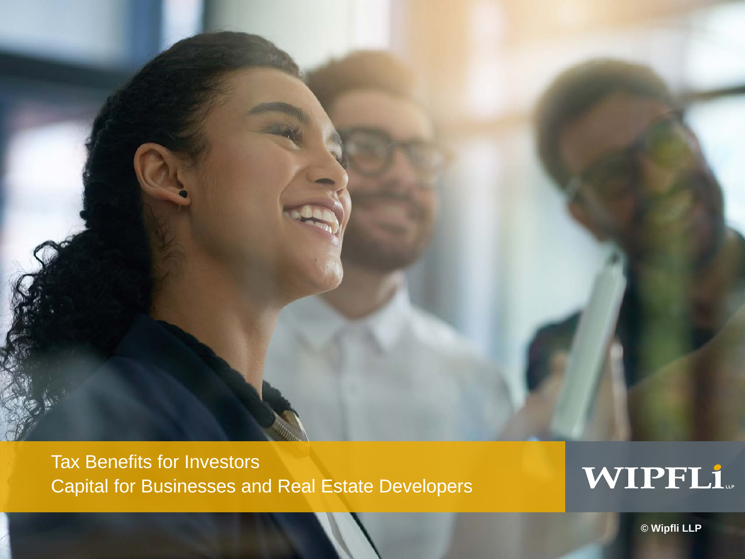Tax Benefits for Investors
Capital for Businesses and Real Estate Developers

WIPFLi LLP

© Wipfli LLP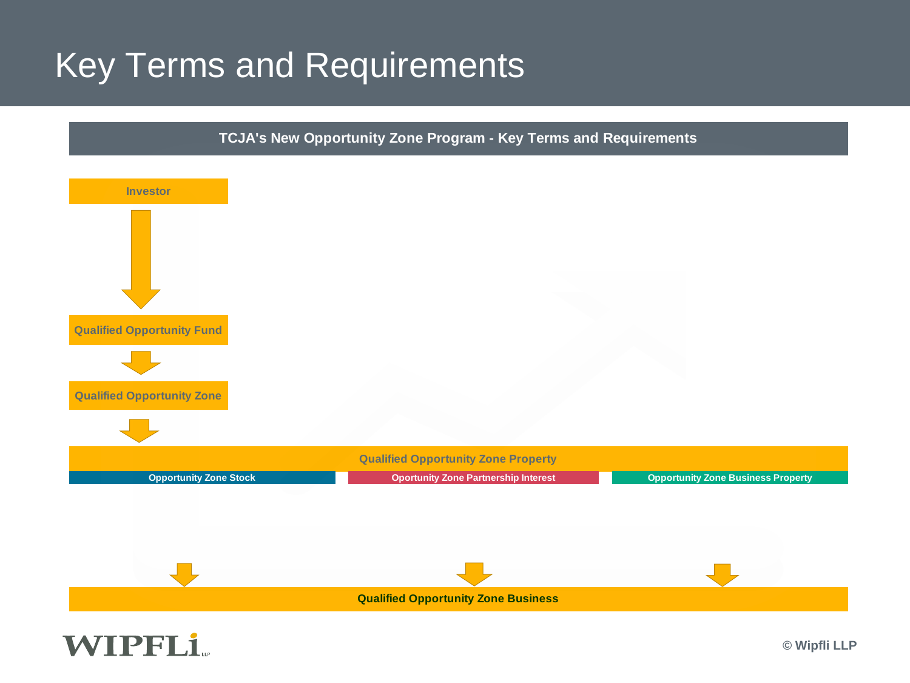# Key Terms and Requirements

**TCJA's New Opportunity Zone Program - Key Terms and Requirements**

**Investor**

↓

**Qualified Opportunity Fund**

↓

**Qualified Opportunity Zone**

↓

**Qualified Opportunity Zone Property**

| Opportunity Zone Stock | Oportunity Zone Partnership Interest | Opportunity Zone Business Property |
|---|---|---|

↓ ↓ ↓

**Qualified Opportunity Zone Business**

© Wipfli LLP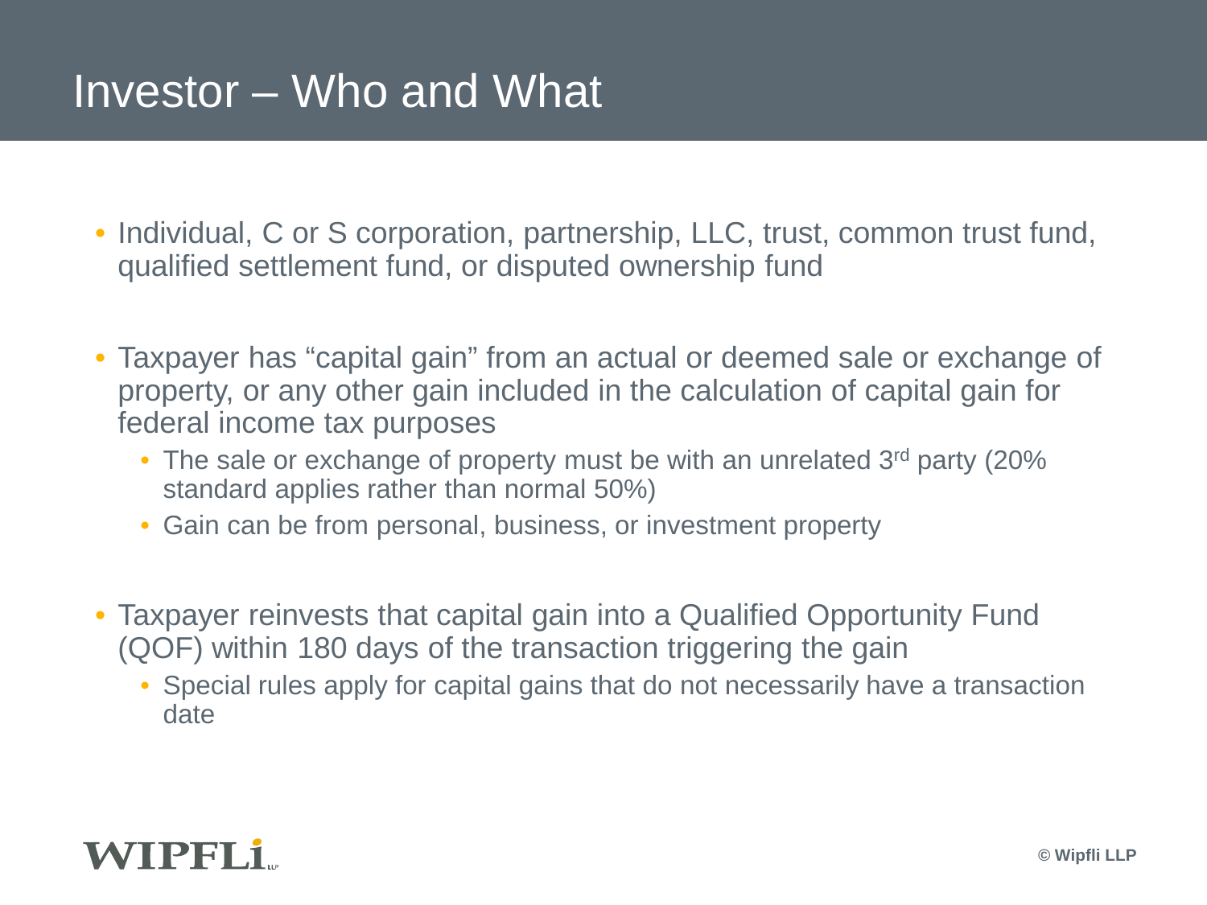# Investor – Who and What

- Individual, C or S corporation, partnership, LLC, trust, common trust fund, qualified settlement fund, or disputed ownership fund

- Taxpayer has "capital gain" from an actual or deemed sale or exchange of property, or any other gain included in the calculation of capital gain for federal income tax purposes
  - The sale or exchange of property must be with an unrelated 3rd party (20% standard applies rather than normal 50%)
  - Gain can be from personal, business, or investment property

- Taxpayer reinvests that capital gain into a Qualified Opportunity Fund (QOF) within 180 days of the transaction triggering the gain
  - Special rules apply for capital gains that do not necessarily have a transaction date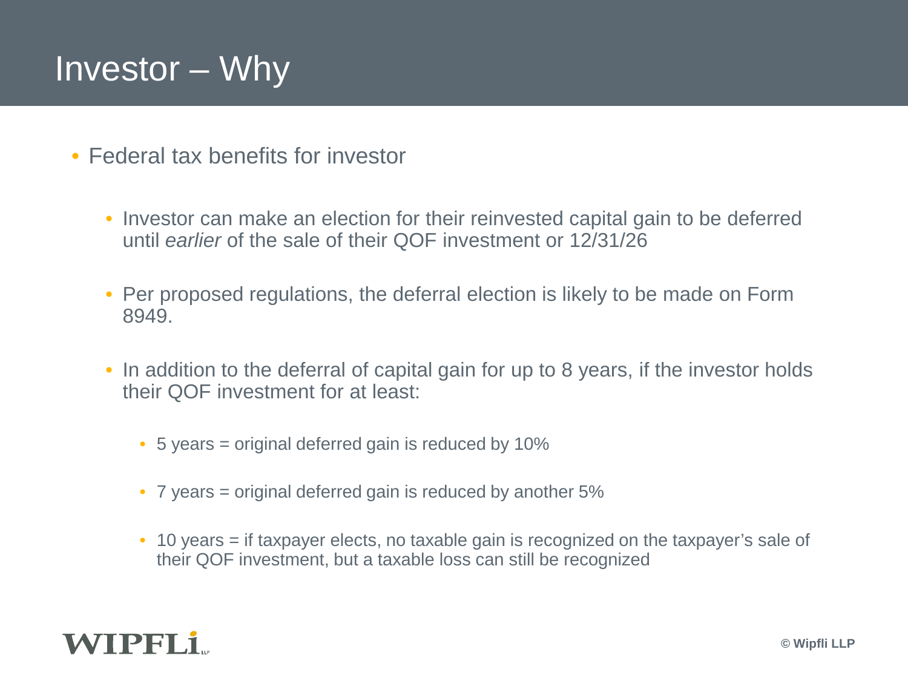# Investor – Why

- Federal tax benefits for investor
  - Investor can make an election for their reinvested capital gain to be deferred until *earlier* of the sale of their QOF investment or 12/31/26
  - Per proposed regulations, the deferral election is likely to be made on Form 8949.
  - In addition to the deferral of capital gain for up to 8 years, if the investor holds their QOF investment for at least:
    - 5 years = original deferred gain is reduced by 10%
    - 7 years = original deferred gain is reduced by another 5%
    - 10 years = if taxpayer elects, no taxable gain is recognized on the taxpayer's sale of their QOF investment, but a taxable loss can still be recognized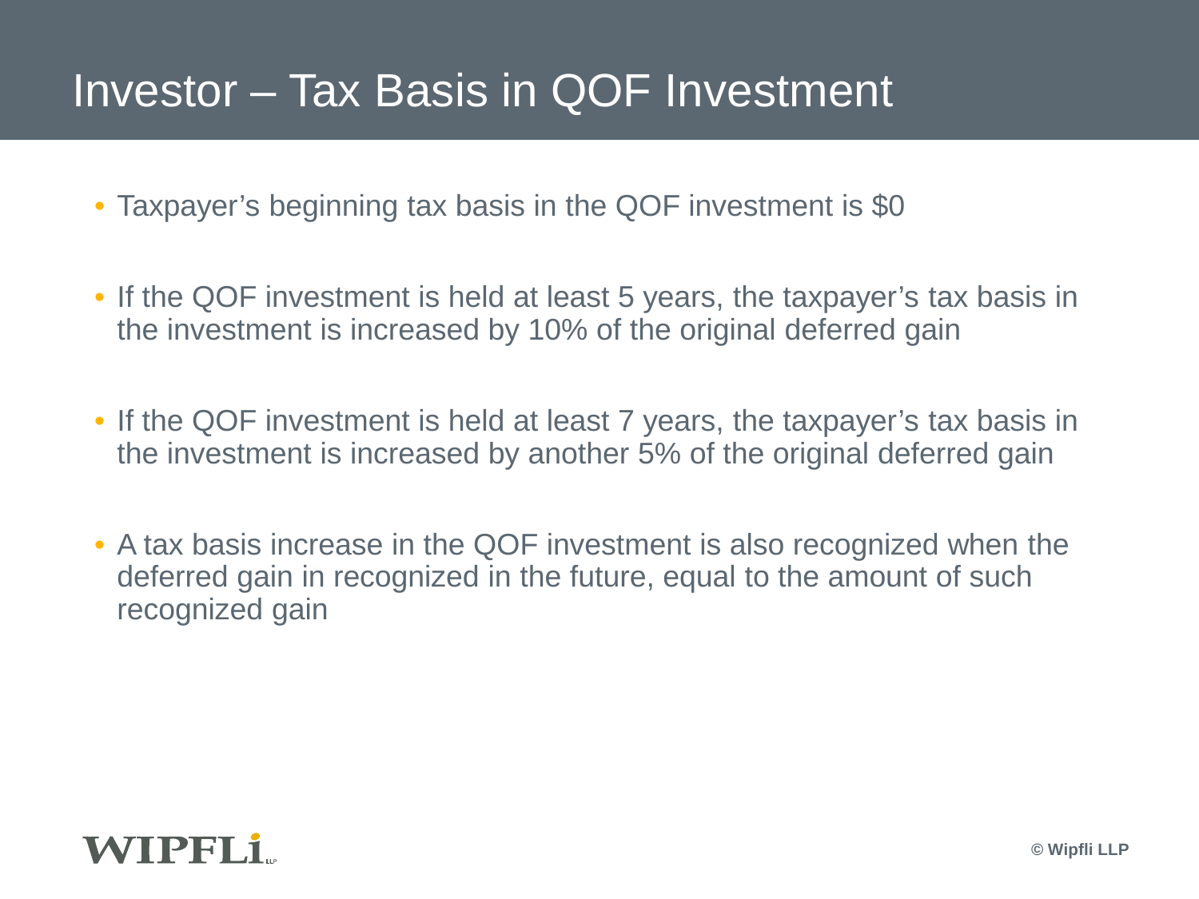# Investor – Tax Basis in QOF Investment

- Taxpayer's beginning tax basis in the QOF investment is $0
- If the QOF investment is held at least 5 years, the taxpayer's tax basis in the investment is increased by 10% of the original deferred gain
- If the QOF investment is held at least 7 years, the taxpayer's tax basis in the investment is increased by another 5% of the original deferred gain
- A tax basis increase in the QOF investment is also recognized when the deferred gain in recognized in the future, equal to the amount of such recognized gain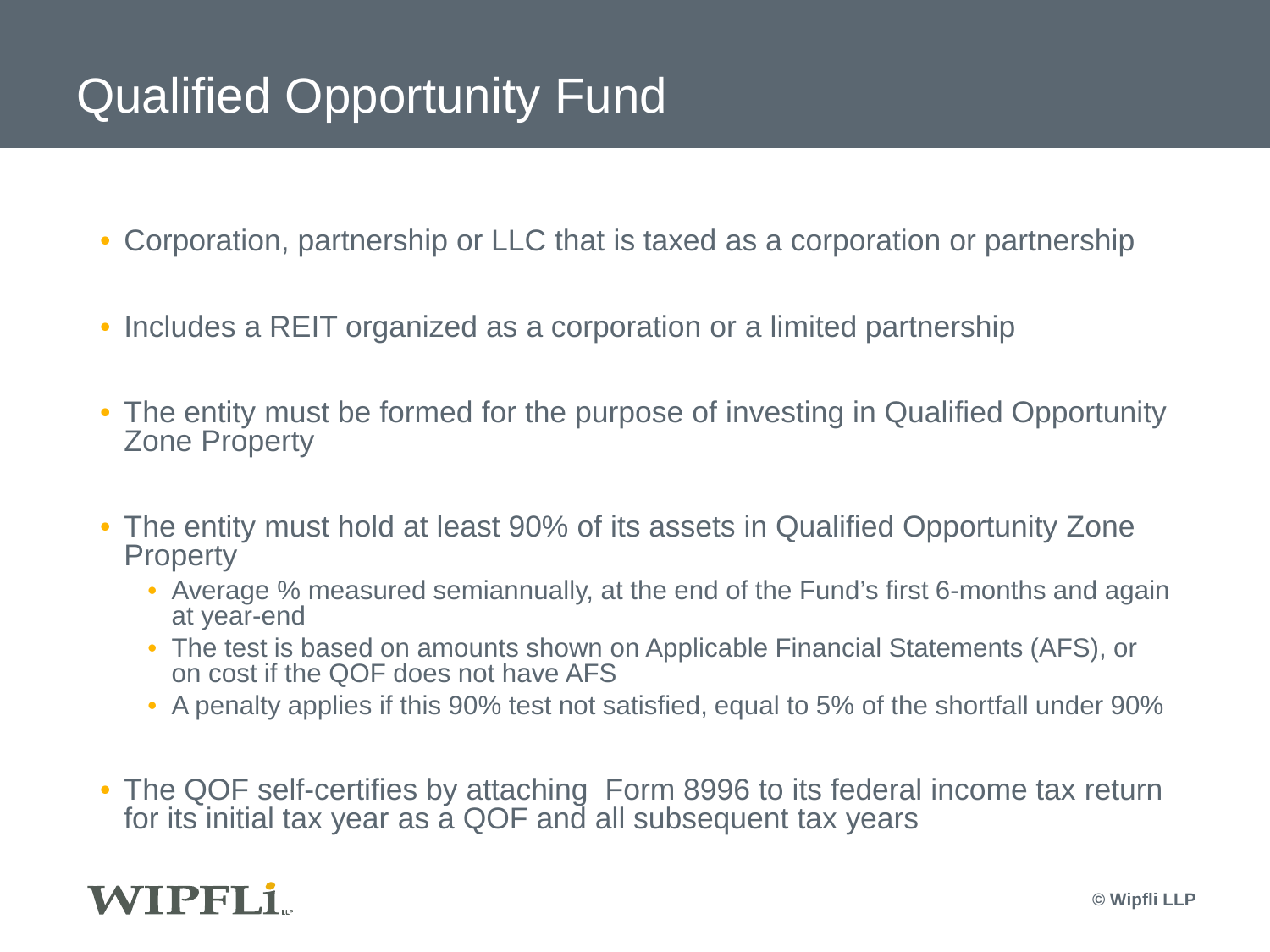# Qualified Opportunity Fund

- Corporation, partnership or LLC that is taxed as a corporation or partnership
- Includes a REIT organized as a corporation or a limited partnership
- The entity must be formed for the purpose of investing in Qualified Opportunity Zone Property
- The entity must hold at least 90% of its assets in Qualified Opportunity Zone Property
  - Average % measured semiannually, at the end of the Fund's first 6-months and again at year-end
  - The test is based on amounts shown on Applicable Financial Statements (AFS), or on cost if the QOF does not have AFS
  - A penalty applies if this 90% test not satisfied, equal to 5% of the shortfall under 90%
- The QOF self-certifies by attaching Form 8996 to its federal income tax return for its initial tax year as a QOF and all subsequent tax years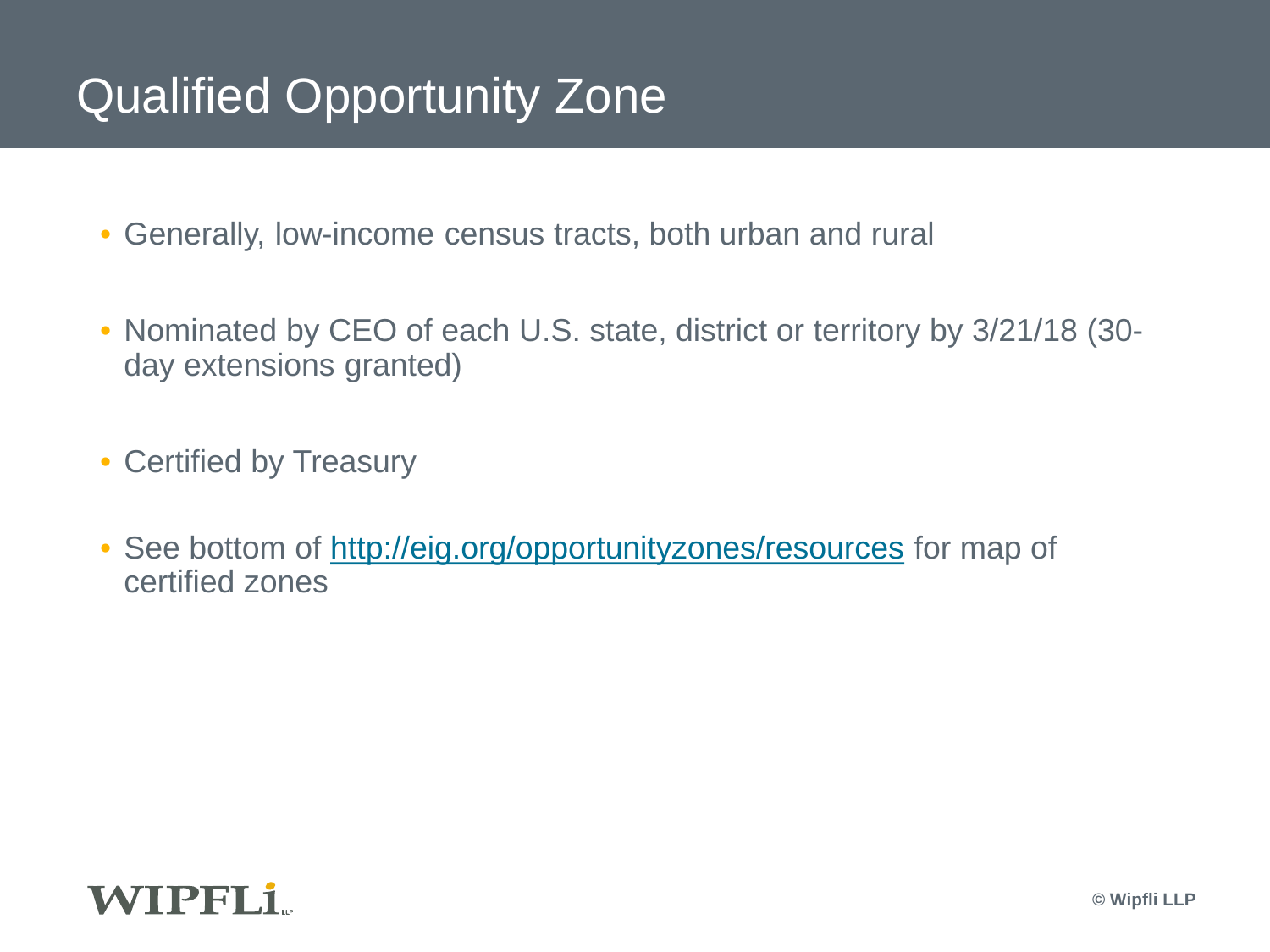# Qualified Opportunity Zone

- Generally, low-income census tracts, both urban and rural
- Nominated by CEO of each U.S. state, district or territory by 3/21/18 (30-day extensions granted)
- Certified by Treasury
- See bottom of [http://eig.org/opportunityzones/resources](http://eig.org/opportunityzones/resources) for map of certified zones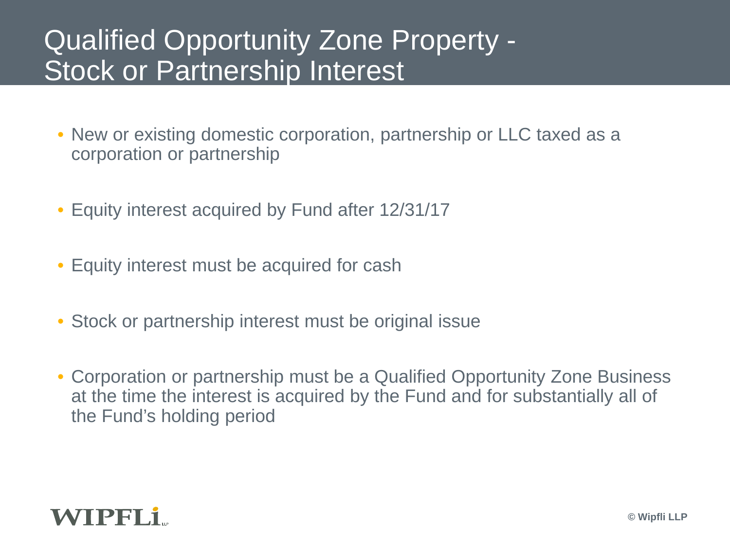# Qualified Opportunity Zone Property - Stock or Partnership Interest

- New or existing domestic corporation, partnership or LLC taxed as a corporation or partnership
- Equity interest acquired by Fund after 12/31/17
- Equity interest must be acquired for cash
- Stock or partnership interest must be original issue
- Corporation or partnership must be a Qualified Opportunity Zone Business at the time the interest is acquired by the Fund and for substantially all of the Fund's holding period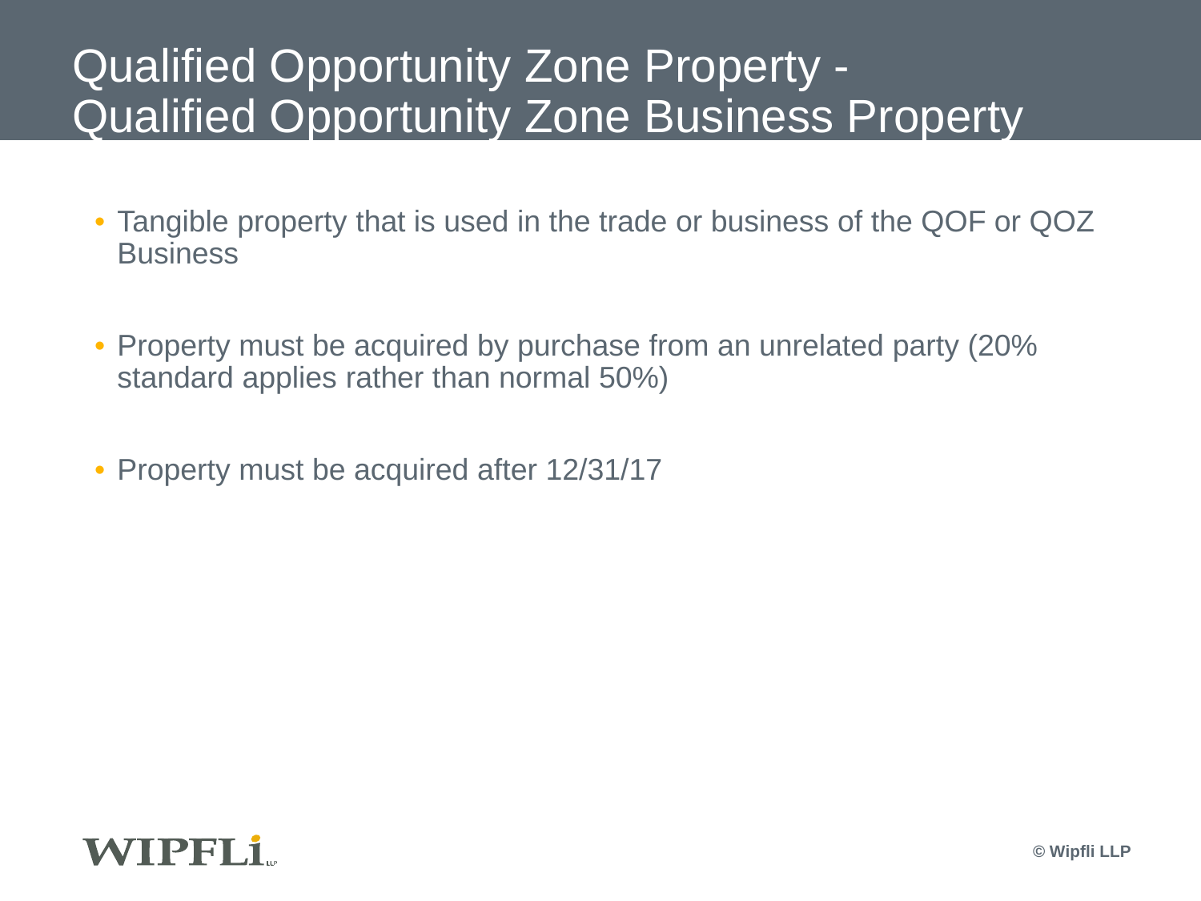# Qualified Opportunity Zone Property - Qualified Opportunity Zone Business Property

- Tangible property that is used in the trade or business of the QOF or QOZ Business
- Property must be acquired by purchase from an unrelated party (20% standard applies rather than normal 50%)
- Property must be acquired after 12/31/17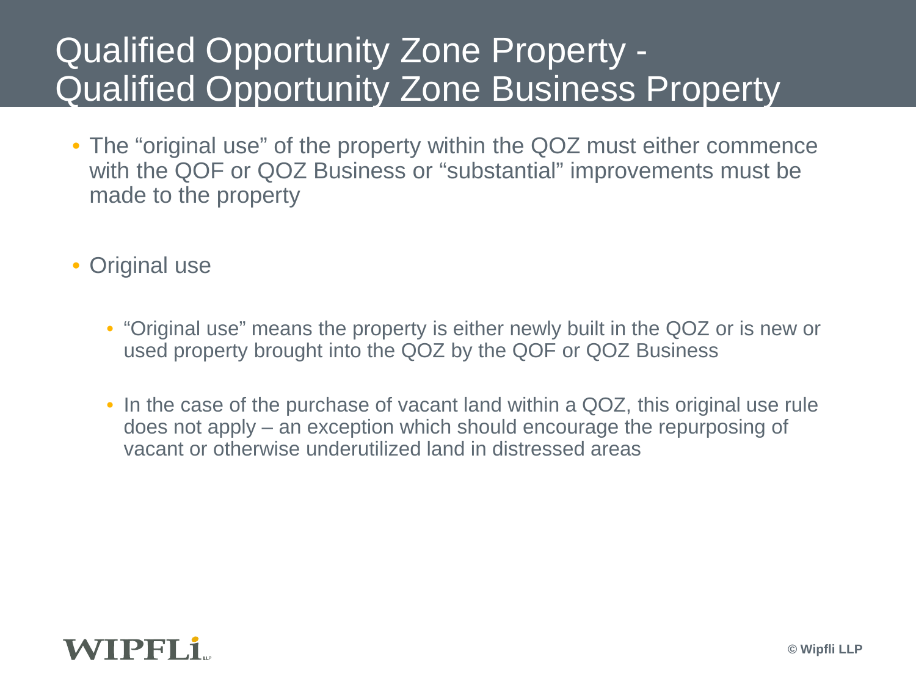# Qualified Opportunity Zone Property - Qualified Opportunity Zone Business Property

- The "original use" of the property within the QOZ must either commence with the QOF or QOZ Business or "substantial" improvements must be made to the property

- Original use

  - "Original use" means the property is either newly built in the QOZ or is new or used property brought into the QOZ by the QOF or QOZ Business

  - In the case of the purchase of vacant land within a QOZ, this original use rule does not apply – an exception which should encourage the repurposing of vacant or otherwise underutilized land in distressed areas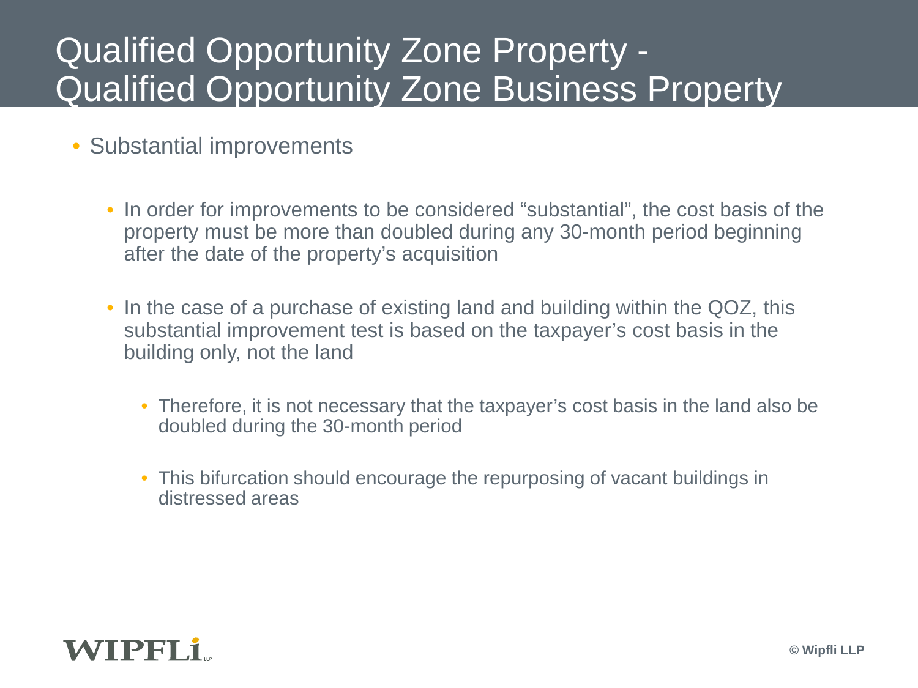# Qualified Opportunity Zone Property - Qualified Opportunity Zone Business Property

- Substantial improvements
  - In order for improvements to be considered "substantial", the cost basis of the property must be more than doubled during any 30-month period beginning after the date of the property's acquisition
  - In the case of a purchase of existing land and building within the QOZ, this substantial improvement test is based on the taxpayer's cost basis in the building only, not the land
    - Therefore, it is not necessary that the taxpayer's cost basis in the land also be doubled during the 30-month period
    - This bifurcation should encourage the repurposing of vacant buildings in distressed areas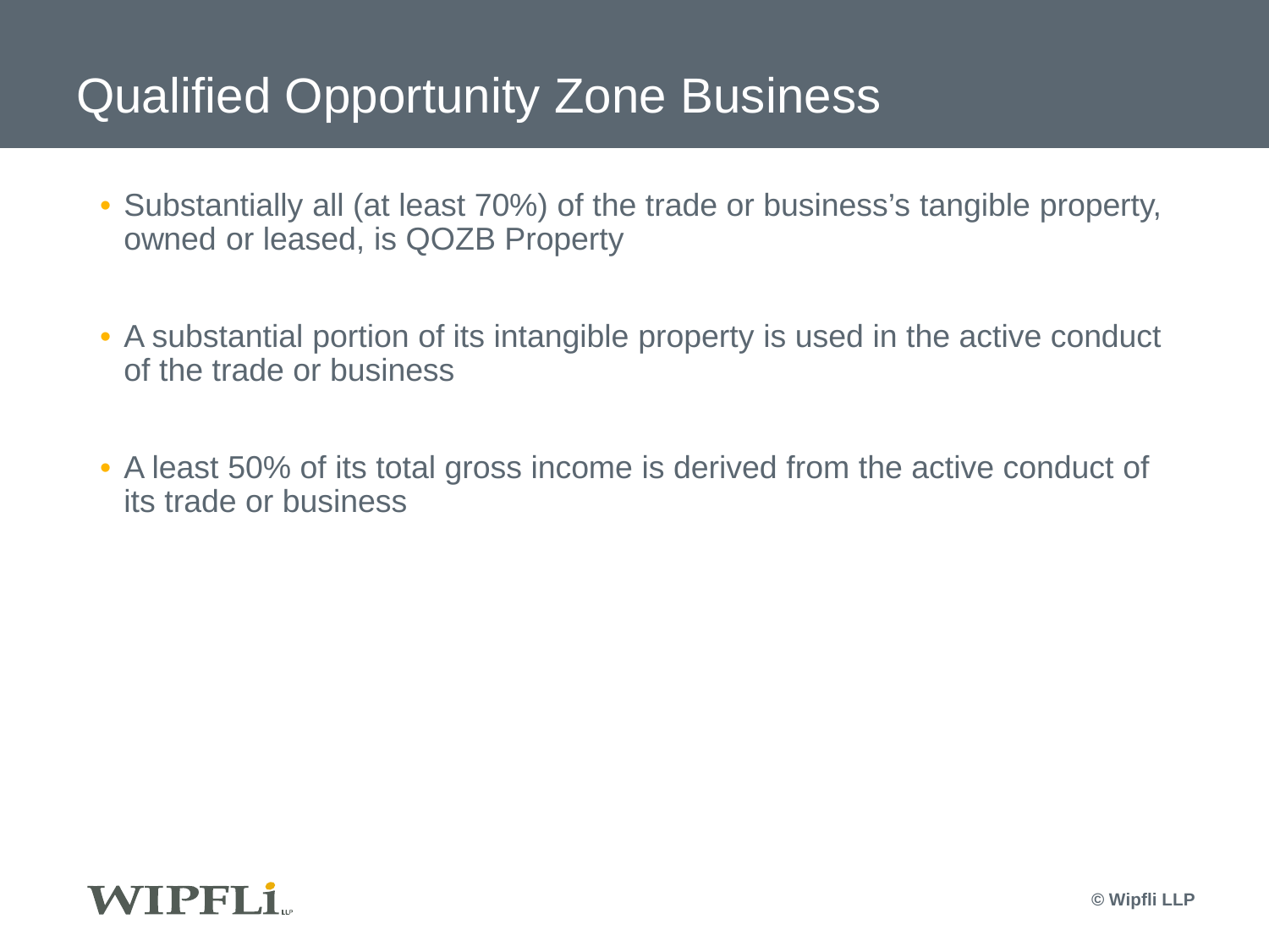# Qualified Opportunity Zone Business

- Substantially all (at least 70%) of the trade or business's tangible property, owned or leased, is QOZB Property
- A substantial portion of its intangible property is used in the active conduct of the trade or business
- A least 50% of its total gross income is derived from the active conduct of its trade or business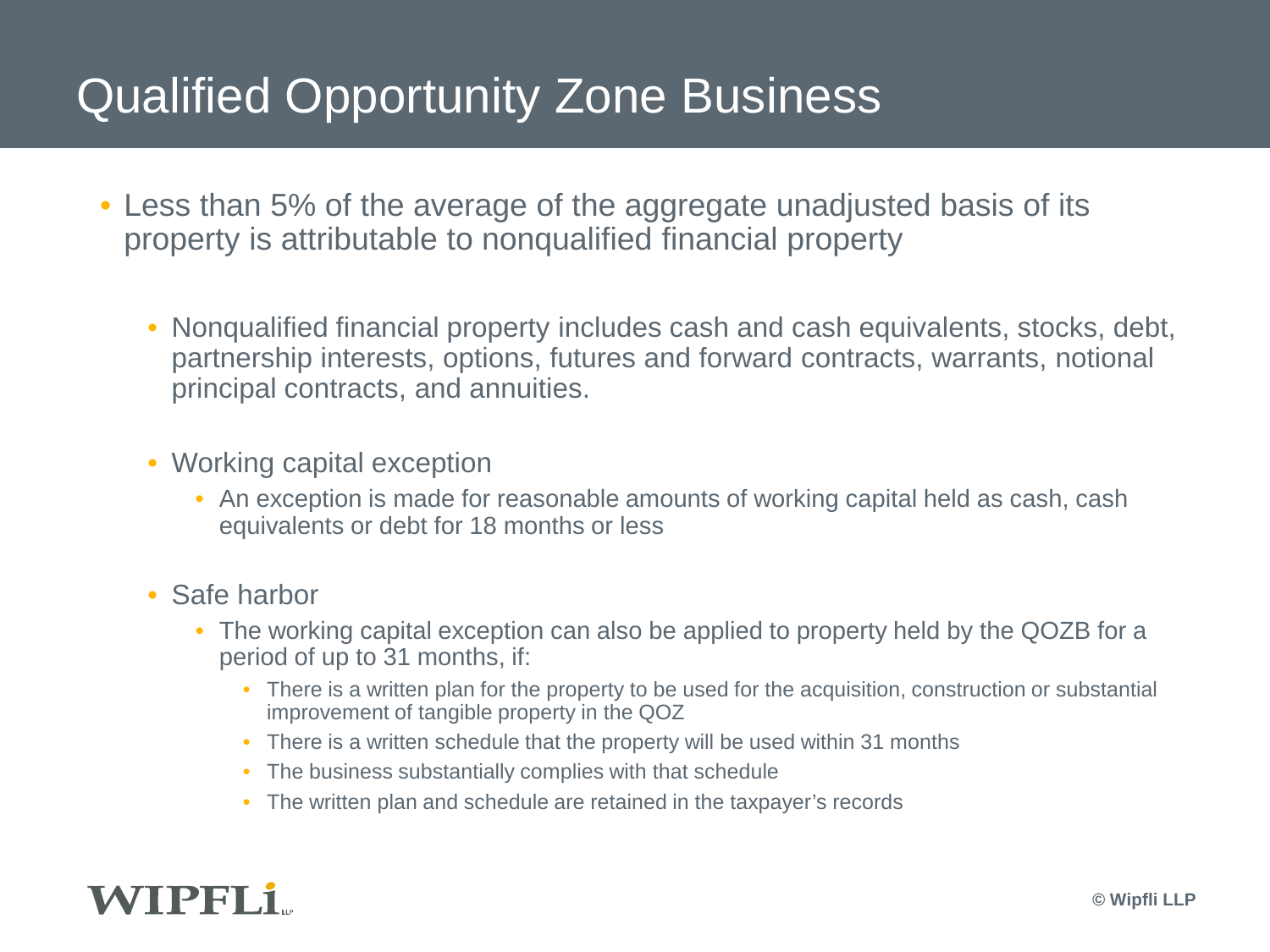# Qualified Opportunity Zone Business

- Less than 5% of the average of the aggregate unadjusted basis of its property is attributable to nonqualified financial property
  - Nonqualified financial property includes cash and cash equivalents, stocks, debt, partnership interests, options, futures and forward contracts, warrants, notional principal contracts, and annuities.
  - Working capital exception
    - An exception is made for reasonable amounts of working capital held as cash, cash equivalents or debt for 18 months or less
  - Safe harbor
    - The working capital exception can also be applied to property held by the QOZB for a period of up to 31 months, if:
      - There is a written plan for the property to be used for the acquisition, construction or substantial improvement of tangible property in the QOZ
      - There is a written schedule that the property will be used within 31 months
      - The business substantially complies with that schedule
      - The written plan and schedule are retained in the taxpayer's records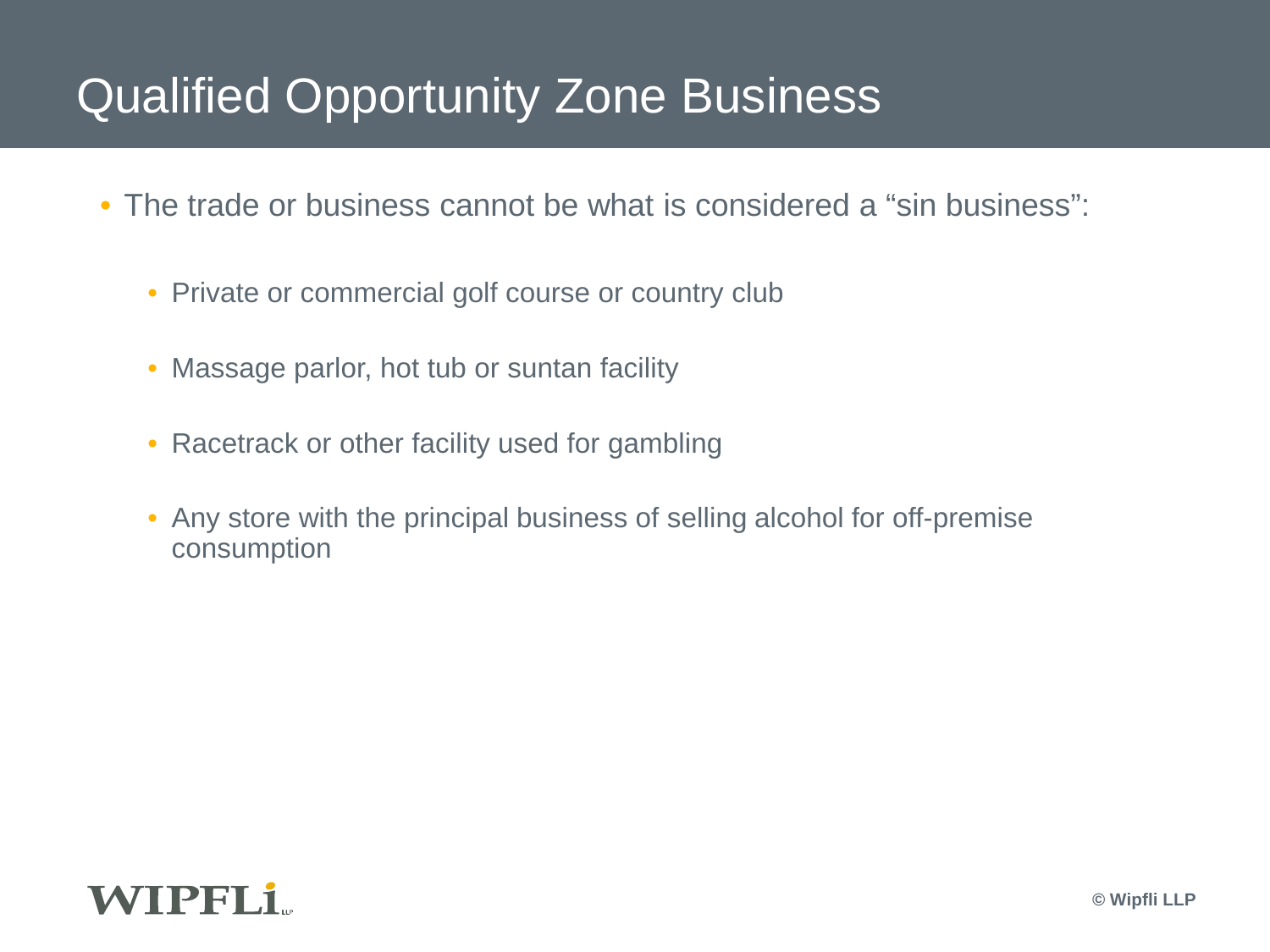# Qualified Opportunity Zone Business

- The trade or business cannot be what is considered a "sin business":
  - Private or commercial golf course or country club
  - Massage parlor, hot tub or suntan facility
  - Racetrack or other facility used for gambling
  - Any store with the principal business of selling alcohol for off-premise consumption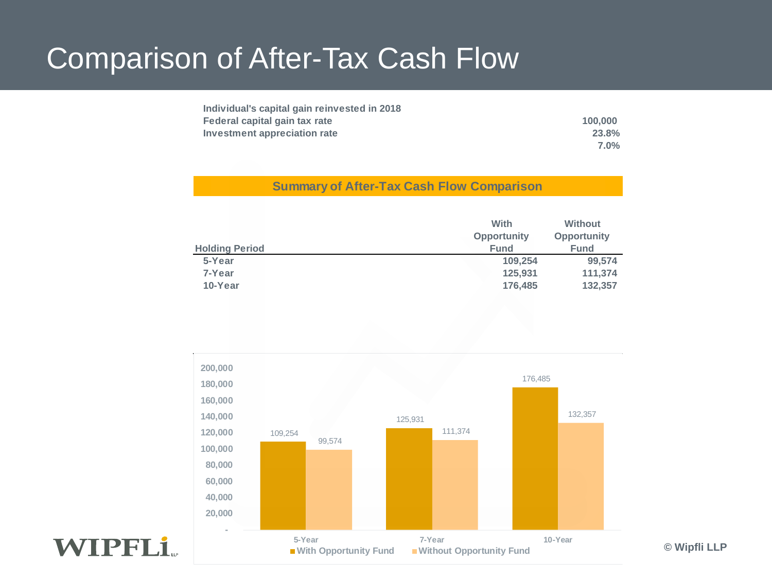# Comparison of After-Tax Cash Flow

| | |
|---|---|
| Individual's capital gain reinvested in 2018 | 100,000 |
| Federal capital gain tax rate | 23.8% |
| Investment appreciation rate | 7.0% |

**Summary of After-Tax Cash Flow Comparison**

| Holding Period | With Opportunity Fund | Without Opportunity Fund |
|---|---|---|
| 5-Year | 109,254 | 99,574 |
| 7-Year | 125,931 | 111,374 |
| 10-Year | 176,485 | 132,357 |

| | With Opportunity Fund | Without Opportunity Fund |
|---|---|---|
| 5-Year | 109,254 | 99,574 |
| 7-Year | 125,931 | 111,374 |
| 10-Year | 176,485 | 132,357 |

© Wipfli LLP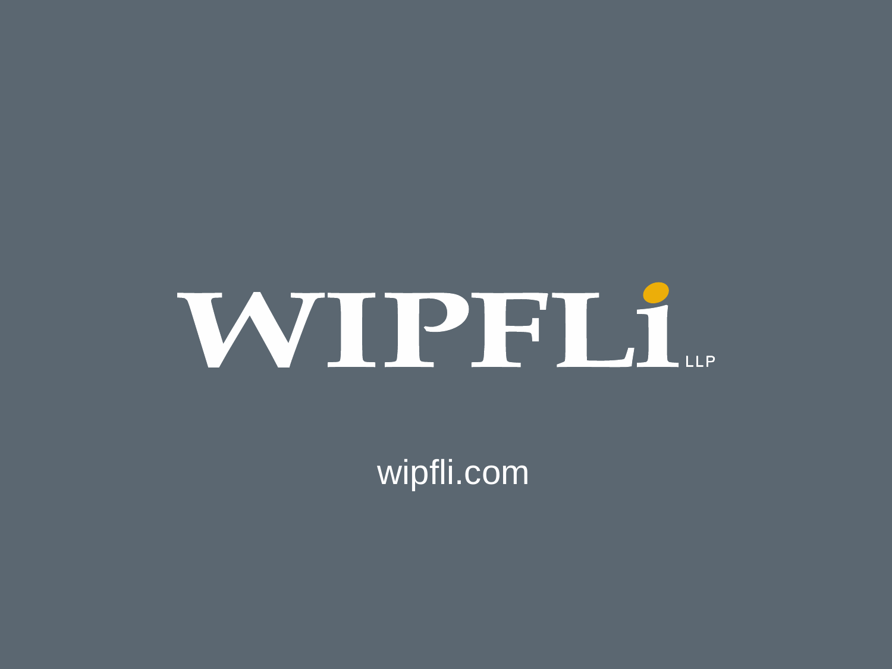WIPFLi LLP

wipfli.com